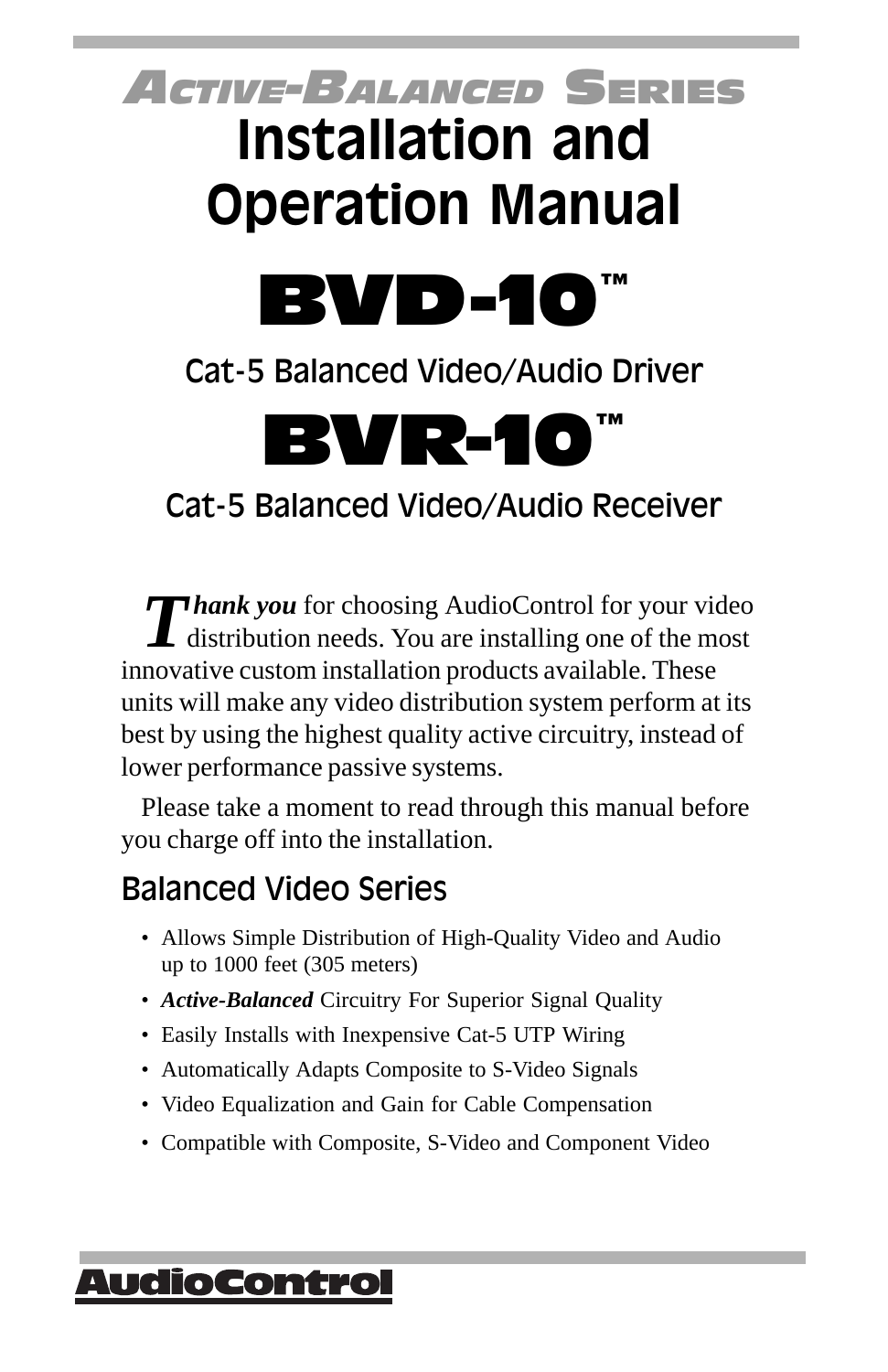# Active-Balanced Series

# Installation and Operation Manual

# BVD-10™

## Cat-5 Balanced Video/Audio Driver

# BVR-10™

## Cat-5 Balanced Video/Audio Receiver

***Thank you*** for choosing AudioControl for your video distribution needs. You are installing one of the most innovative custom installation products available. These units will make any video distribution system perform at its best by using the highest quality active circuitry, instead of lower performance passive systems.

Please take a moment to read through this manual before you charge off into the installation.

## Balanced Video Series

- Allows Simple Distribution of High-Quality Video and Audio up to 1000 feet (305 meters)
- ***Active-Balanced*** Circuitry For Superior Signal Quality
- Easily Installs with Inexpensive Cat-5 UTP Wiring
- Automatically Adapts Composite to S-Video Signals
- Video Equalization and Gain for Cable Compensation
- Compatible with Composite, S-Video and Component Video

AudioControl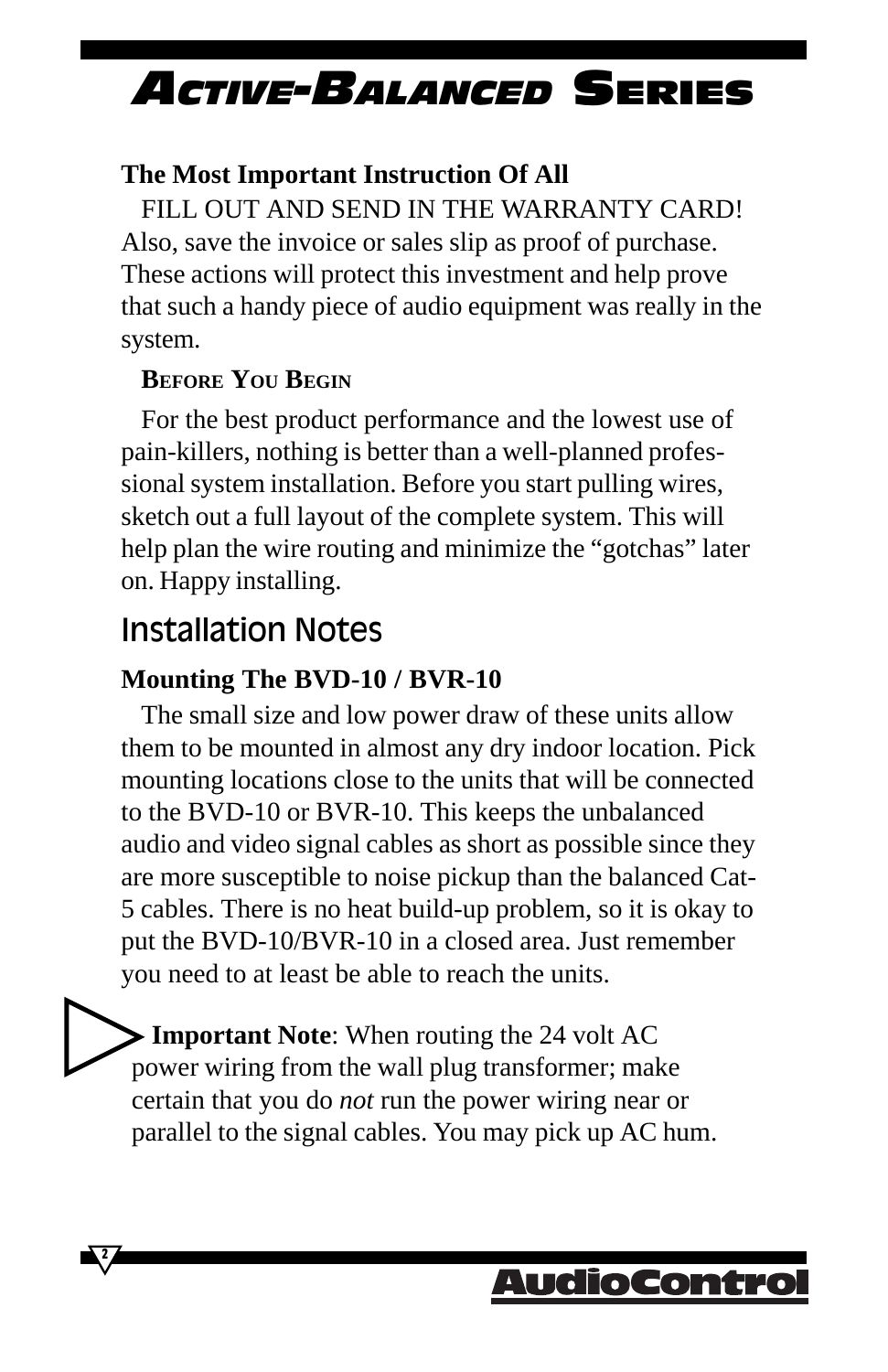**The Most Important Instruction Of All**

FILL OUT AND SEND IN THE WARRANTY CARD! Also, save the invoice or sales slip as proof of purchase. These actions will protect this investment and help prove that such a handy piece of audio equipment was really in the system.

**BEFORE YOU BEGIN**

For the best product performance and the lowest use of pain-killers, nothing is better than a well-planned professional system installation. Before you start pulling wires, sketch out a full layout of the complete system. This will help plan the wire routing and minimize the "gotchas" later on. Happy installing.

## Installation Notes

**Mounting The BVD-10 / BVR-10**

The small size and low power draw of these units allow them to be mounted in almost any dry indoor location. Pick mounting locations close to the units that will be connected to the BVD-10 or BVR-10. This keeps the unbalanced audio and video signal cables as short as possible since they are more susceptible to noise pickup than the balanced Cat-5 cables. There is no heat build-up problem, so it is okay to put the BVD-10/BVR-10 in a closed area. Just remember you need to at least be able to reach the units.

**Important Note**: When routing the 24 volt AC power wiring from the wall plug transformer; make certain that you do *not* run the power wiring near or parallel to the signal cables. You may pick up AC hum.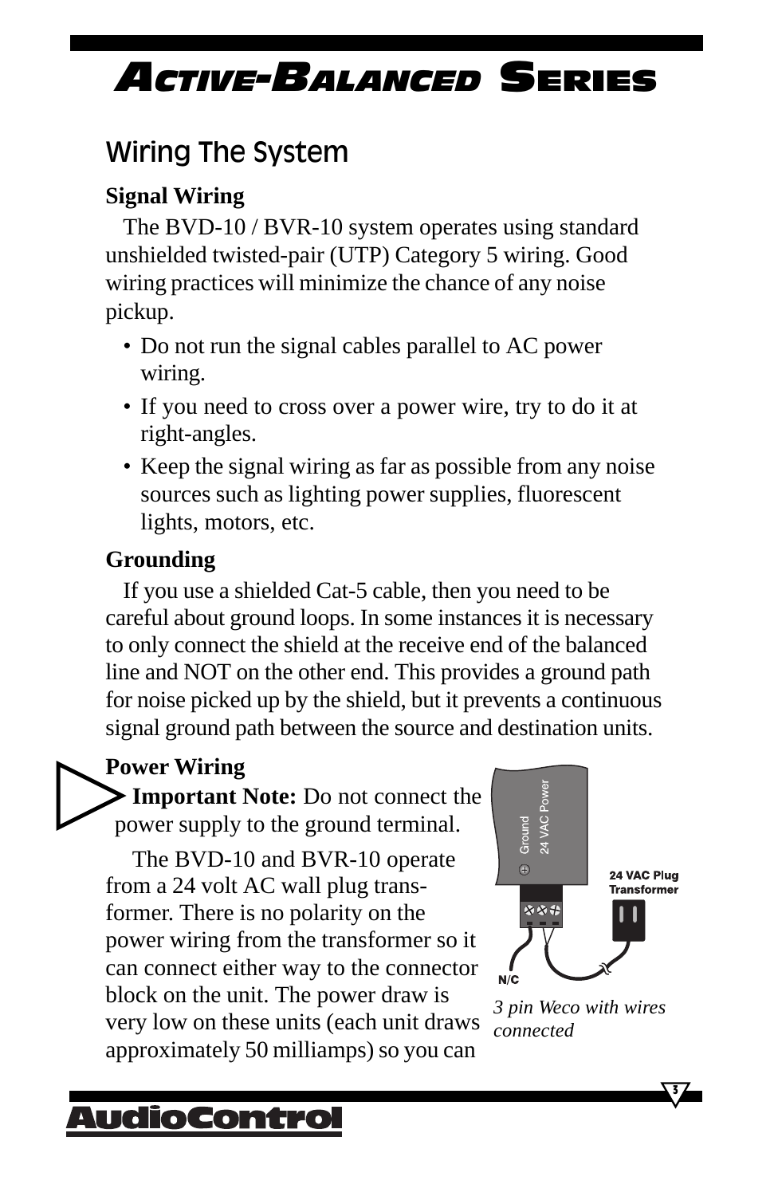# Active-Balanced Series

## Wiring The System

### Signal Wiring

The BVD-10 / BVR-10 system operates using standard unshielded twisted-pair (UTP) Category 5 wiring. Good wiring practices will minimize the chance of any noise pickup.

- Do not run the signal cables parallel to AC power wiring.
- If you need to cross over a power wire, try to do it at right-angles.
- Keep the signal wiring as far as possible from any noise sources such as lighting power supplies, fluorescent lights, motors, etc.

### Grounding

If you use a shielded Cat-5 cable, then you need to be careful about ground loops. In some instances it is necessary to only connect the shield at the receive end of the balanced line and NOT on the other end. This provides a ground path for noise picked up by the shield, but it prevents a continuous signal ground path between the source and destination units.

### Power Wiring

**Important Note:** Do not connect the power supply to the ground terminal.

The BVD-10 and BVR-10 operate from a 24 volt AC wall plug transformer. There is no polarity on the power wiring from the transformer so it can connect either way to the connector block on the unit. The power draw is very low on these units (each unit draws approximately 50 milliamps) so you can

Ground | 24 VAC Power | 24 VAC Plug Transformer | N/C

*3 pin Weco with wires connected*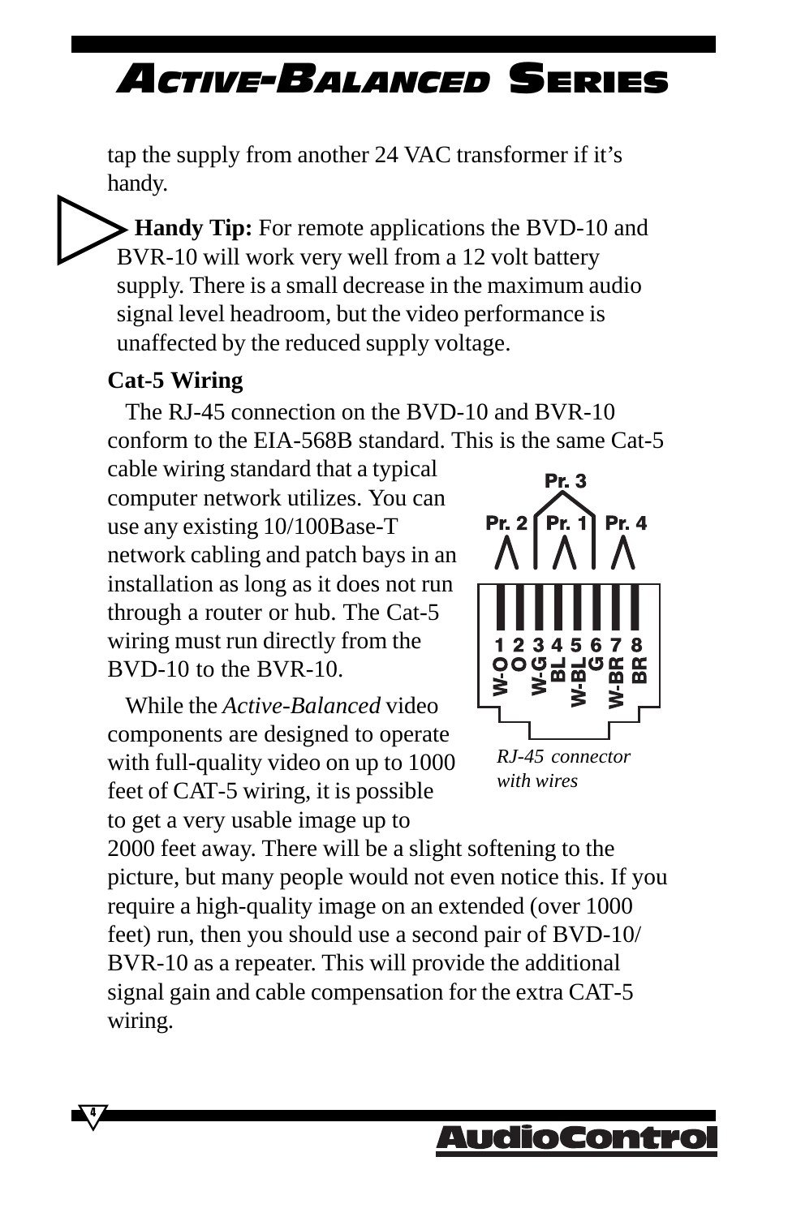tap the supply from another 24 VAC transformer if it's handy.

**Handy Tip:** For remote applications the BVD-10 and BVR-10 will work very well from a 12 volt battery supply. There is a small decrease in the maximum audio signal level headroom, but the video performance is unaffected by the reduced supply voltage.

**Cat-5 Wiring**

The RJ-45 connection on the BVD-10 and BVR-10 conform to the EIA-568B standard. This is the same Cat-5 cable wiring standard that a typical computer network utilizes. You can use any existing 10/100Base-T network cabling and patch bays in an installation as long as it does not run through a router or hub. The Cat-5 wiring must run directly from the BVD-10 to the BVR-10.

Pr. 3
Pr. 2 Pr. 1 Pr. 4
1 2 3 4 5 6 7 8
W-O O W-G BL W-BL G W-BR BR

*RJ-45 connector with wires*

While the *Active-Balanced* video components are designed to operate with full-quality video on up to 1000 feet of CAT-5 wiring, it is possible to get a very usable image up to 2000 feet away. There will be a slight softening to the picture, but many people would not even notice this. If you require a high-quality image on an extended (over 1000 feet) run, then you should use a second pair of BVD-10/BVR-10 as a repeater. This will provide the additional signal gain and cable compensation for the extra CAT-5 wiring.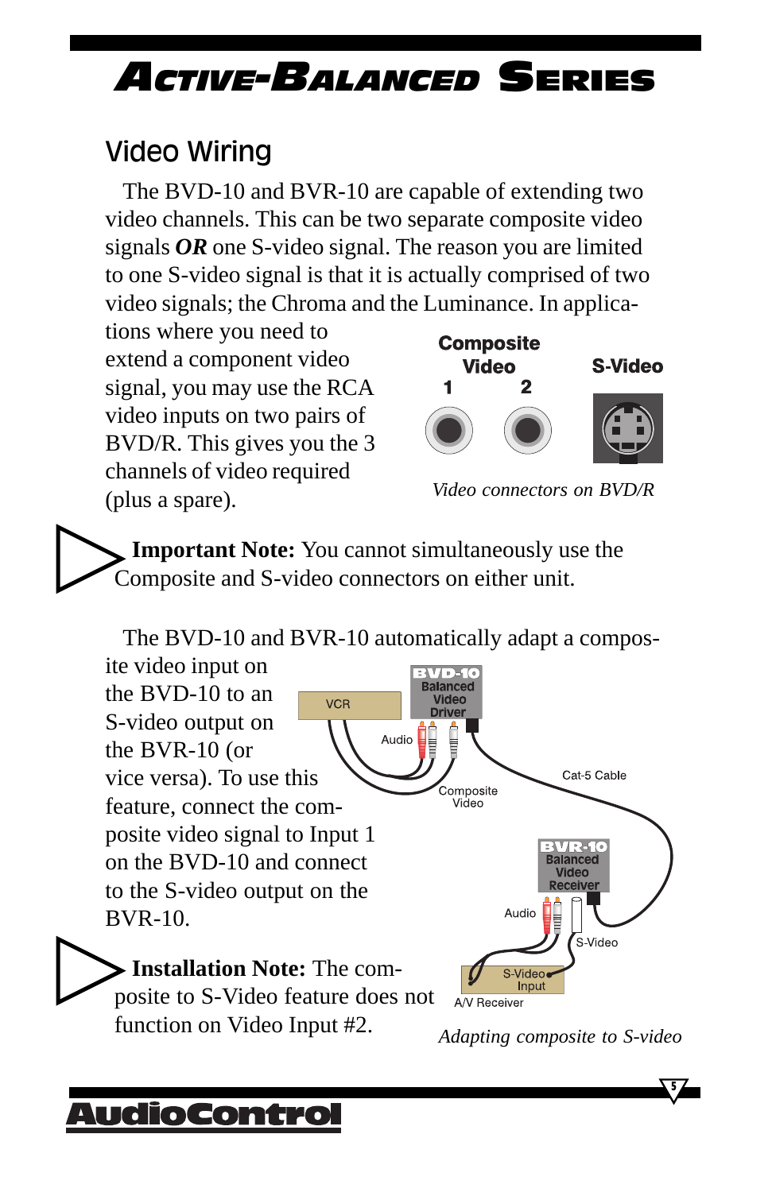# Active-Balanced Series

## Video Wiring

The BVD-10 and BVR-10 are capable of extending two video channels. This can be two separate composite video signals ***OR*** one S-video signal. The reason you are limited to one S-video signal is that it is actually comprised of two video signals; the Chroma and the Luminance. In applications where you need to extend a component video signal, you may use the RCA video inputs on two pairs of BVD/R. This gives you the 3 channels of video required (plus a spare).

*Video connectors on BVD/R*

**Important Note:** You cannot simultaneously use the Composite and S-video connectors on either unit.

The BVD-10 and BVR-10 automatically adapt a composite video input on the BVD-10 to an S-video output on the BVR-10 (or vice versa). To use this feature, connect the composite video signal to Input 1 on the BVD-10 and connect to the S-video output on the BVR-10.

**Installation Note:** The composite to S-Video feature does not function on Video Input #2.

*Adapting composite to S-video*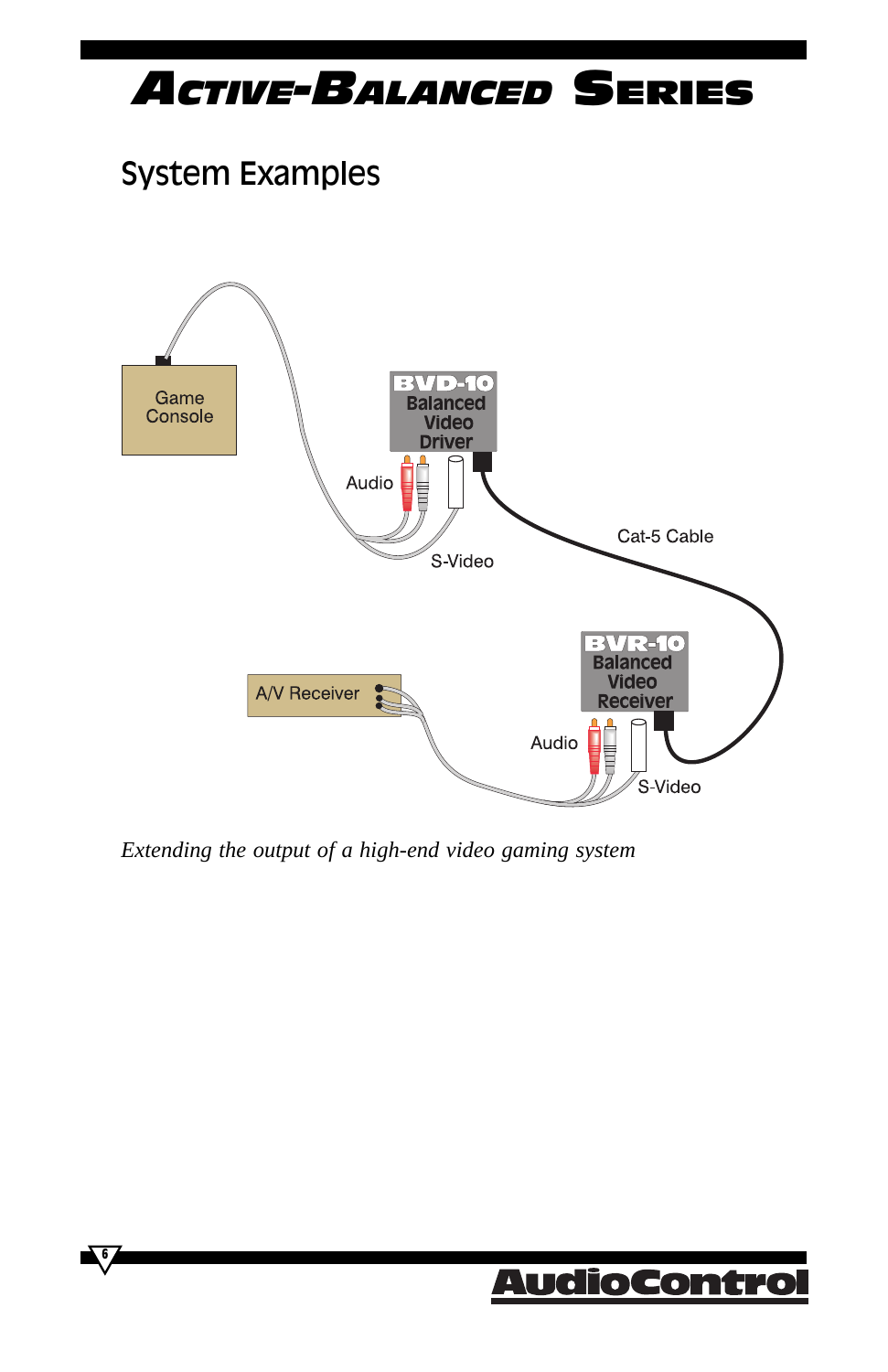## System Examples

Game Console

BVD-10 Balanced Video Driver

Audio

S-Video

Cat-5 Cable

BVR-10 Balanced Video Receiver

A/V Receiver

Audio

S-Video

*Extending the output of a high-end video gaming system*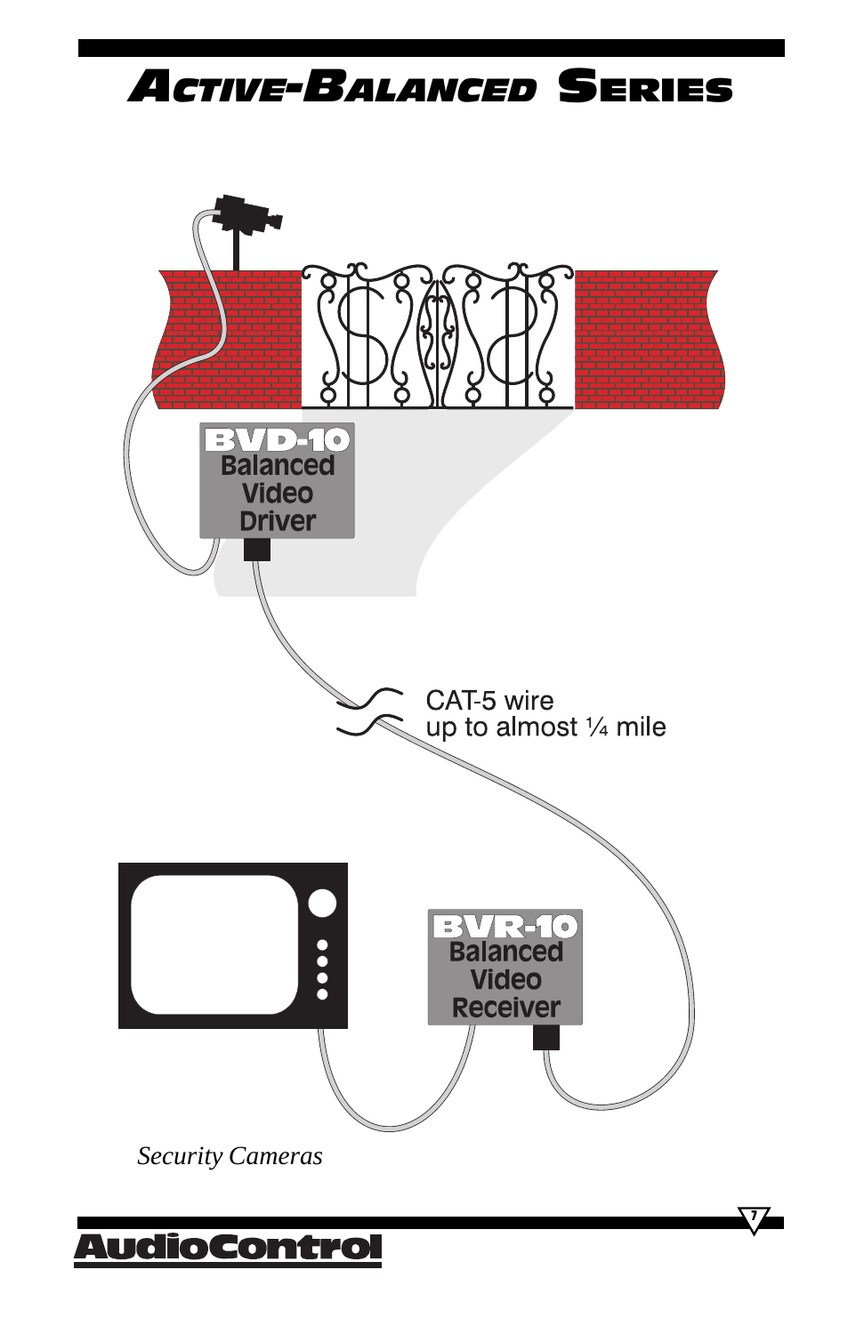# Active-Balanced Series

BVD-10
Balanced Video Driver

CAT-5 wire
up to almost ¼ mile

BVR-10
Balanced Video Receiver

*Security Cameras*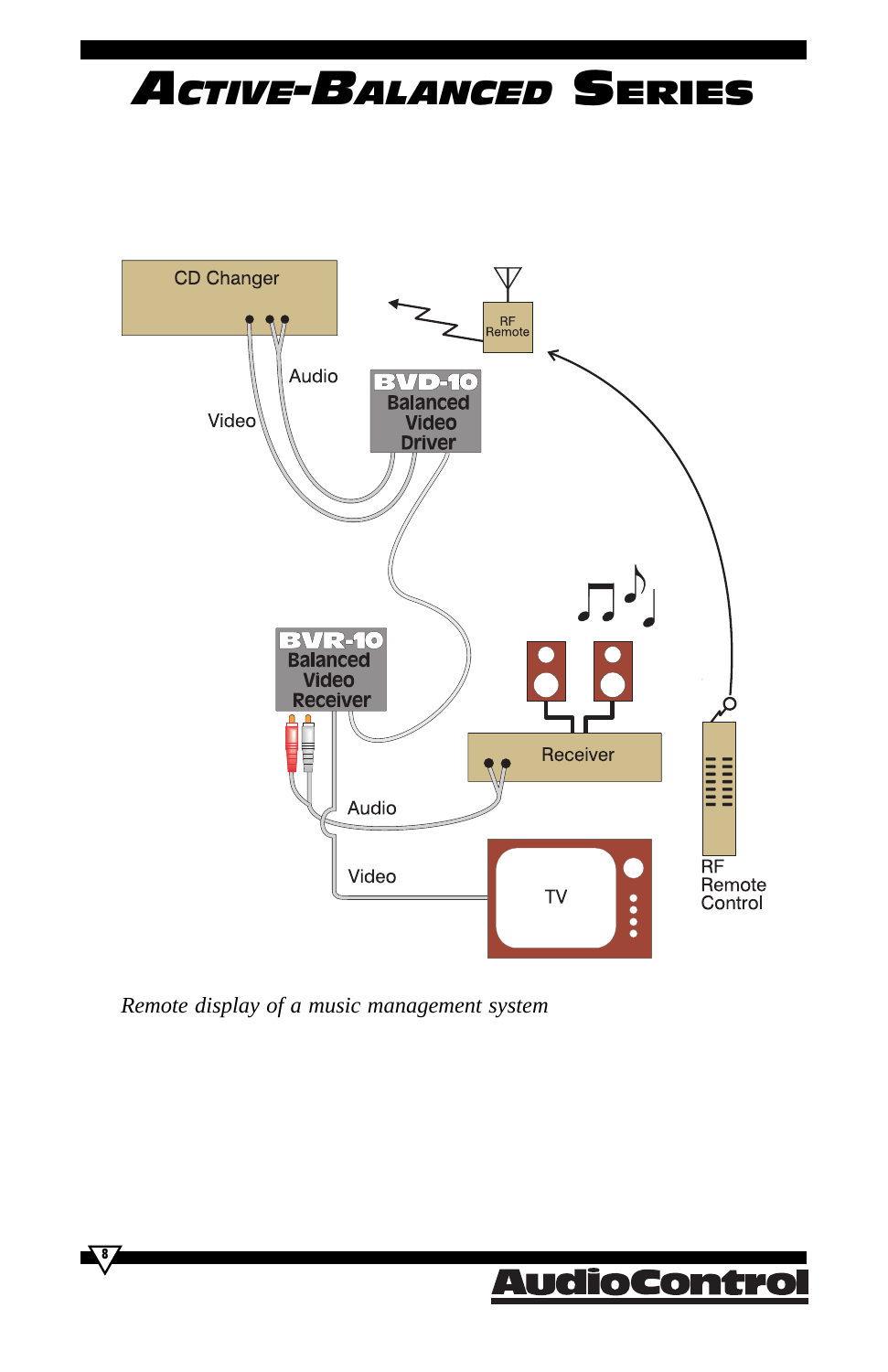CD Changer

RF Remote

Audio

Video

BVD-10 Balanced Video Driver

BVR-10 Balanced Video Receiver

Receiver

Audio

Video

TV

RF Remote Control

*Remote display of a music management system*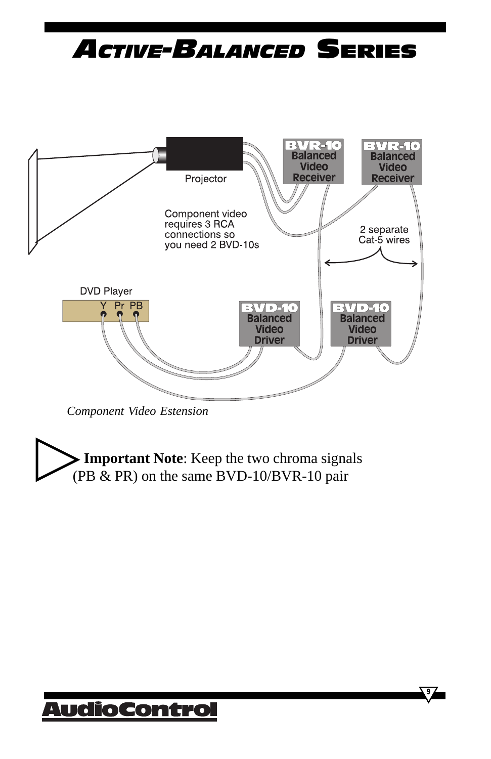# Active-Balanced Series

Projector

BVR-10 Balanced Video Receiver

BVR-10 Balanced Video Receiver

Component video requires 3 RCA connections so you need 2 BVD-10s

2 separate Cat-5 wires

DVD Player

Y Pr PB

BVD-10 Balanced Video Driver

BVD-10 Balanced Video Driver

*Component Video Estension*

**Important Note**: Keep the two chroma signals (PB & PR) on the same BVD-10/BVR-10 pair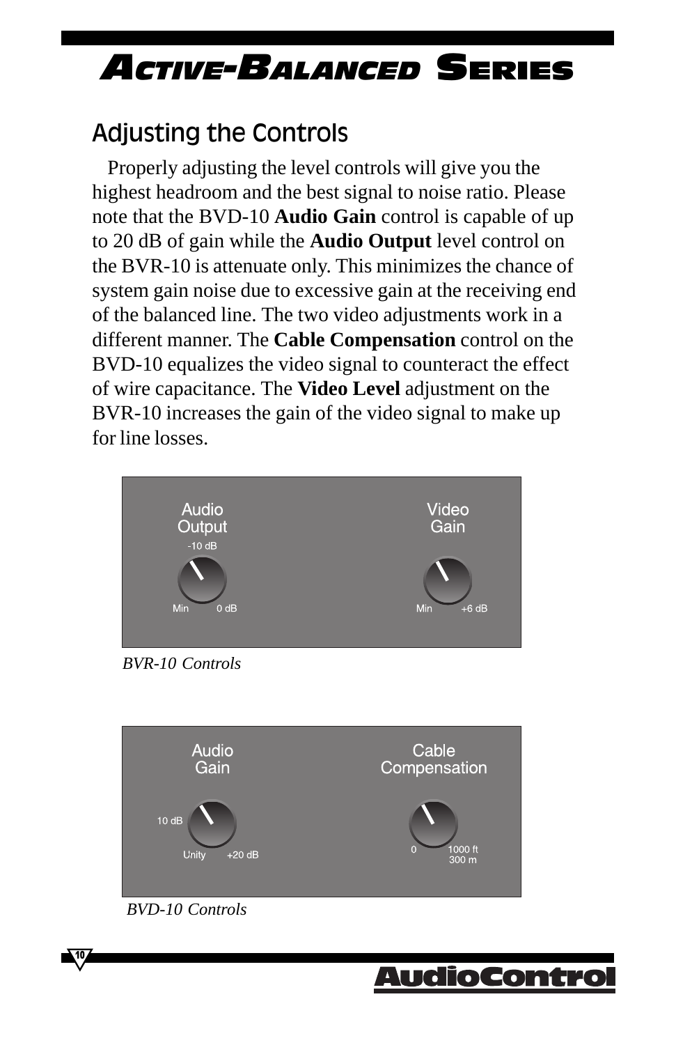## Adjusting the Controls

Properly adjusting the level controls will give you the highest headroom and the best signal to noise ratio. Please note that the BVD-10 **Audio Gain** control is capable of up to 20 dB of gain while the **Audio Output** level control on the BVR-10 is attenuate only. This minimizes the chance of system gain noise due to excessive gain at the receiving end of the balanced line. The two video adjustments work in a different manner. The **Cable Compensation** control on the BVD-10 equalizes the video signal to counteract the effect of wire capacitance. The **Video Level** adjustment on the BVR-10 increases the gain of the video signal to make up for line losses.

Audio Output: -10 dB, Min, 0 dB
Video Gain: Min, +6 dB

*BVR-10 Controls*

Audio Gain: 10 dB, Unity, +20 dB
Cable Compensation: 0, 1000 ft 300 m

*BVD-10 Controls*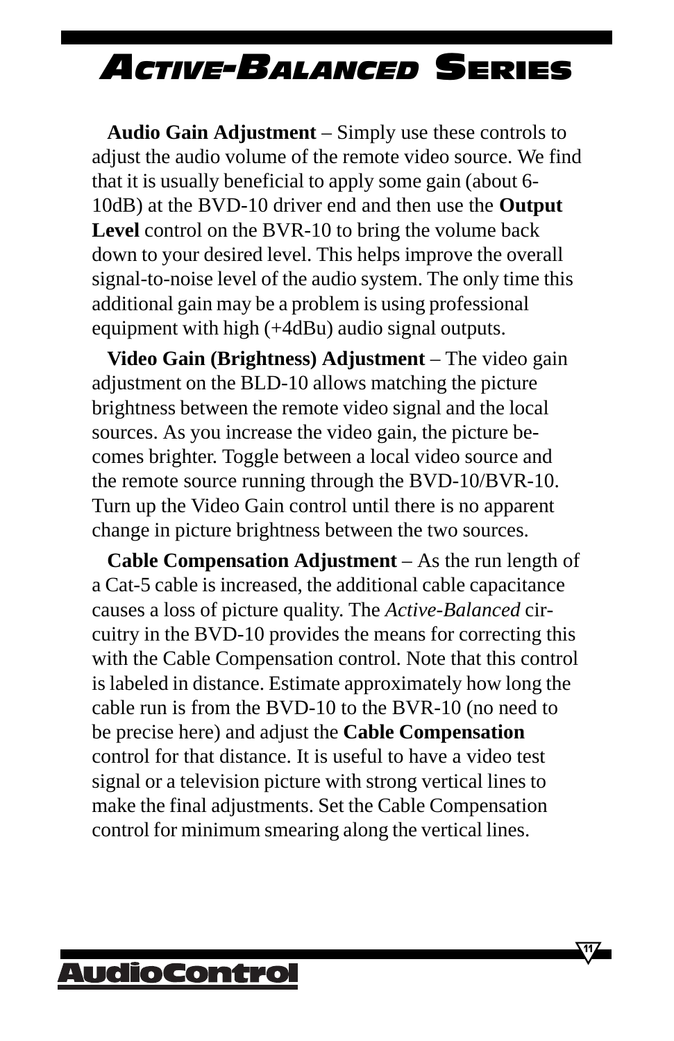**Audio Gain Adjustment** – Simply use these controls to adjust the audio volume of the remote video source. We find that it is usually beneficial to apply some gain (about 6-10dB) at the BVD-10 driver end and then use the **Output Level** control on the BVR-10 to bring the volume back down to your desired level. This helps improve the overall signal-to-noise level of the audio system. The only time this additional gain may be a problem is using professional equipment with high (+4dBu) audio signal outputs.

**Video Gain (Brightness) Adjustment** – The video gain adjustment on the BLD-10 allows matching the picture brightness between the remote video signal and the local sources. As you increase the video gain, the picture becomes brighter. Toggle between a local video source and the remote source running through the BVD-10/BVR-10. Turn up the Video Gain control until there is no apparent change in picture brightness between the two sources.

**Cable Compensation Adjustment** – As the run length of a Cat-5 cable is increased, the additional cable capacitance causes a loss of picture quality. The *Active-Balanced* circuitry in the BVD-10 provides the means for correcting this with the Cable Compensation control. Note that this control is labeled in distance. Estimate approximately how long the cable run is from the BVD-10 to the BVR-10 (no need to be precise here) and adjust the **Cable Compensation** control for that distance. It is useful to have a video test signal or a television picture with strong vertical lines to make the final adjustments. Set the Cable Compensation control for minimum smearing along the vertical lines.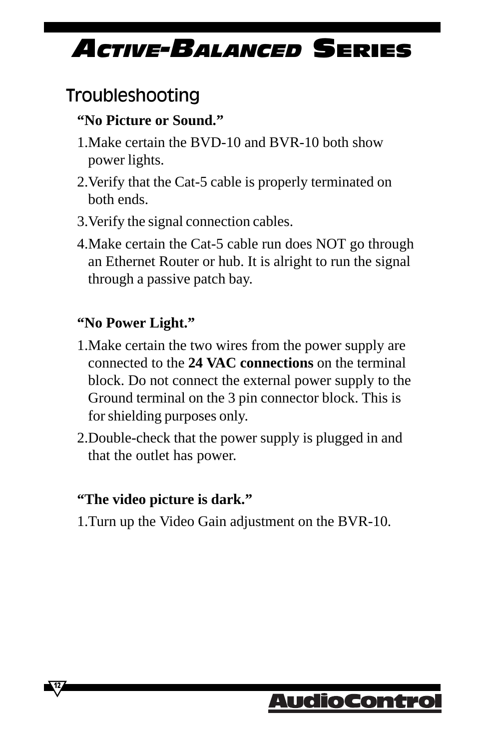## Troubleshooting

**"No Picture or Sound."**

1. Make certain the BVD-10 and BVR-10 both show power lights.
2. Verify that the Cat-5 cable is properly terminated on both ends.
3. Verify the signal connection cables.
4. Make certain the Cat-5 cable run does NOT go through an Ethernet Router or hub. It is alright to run the signal through a passive patch bay.

**"No Power Light."**

1. Make certain the two wires from the power supply are connected to the **24 VAC connections** on the terminal block. Do not connect the external power supply to the Ground terminal on the 3 pin connector block. This is for shielding purposes only.
2. Double-check that the power supply is plugged in and that the outlet has power.

**"The video picture is dark."**

1. Turn up the Video Gain adjustment on the BVR-10.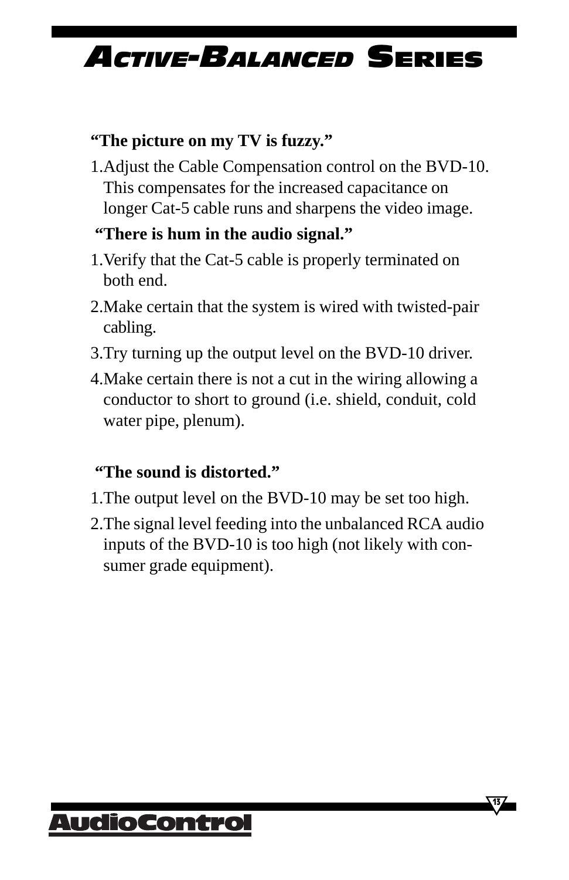**“The picture on my TV is fuzzy.”**

1. Adjust the Cable Compensation control on the BVD-10. This compensates for the increased capacitance on longer Cat-5 cable runs and sharpens the video image.

**“There is hum in the audio signal.”**

1. Verify that the Cat-5 cable is properly terminated on both end.
2. Make certain that the system is wired with twisted-pair cabling.
3. Try turning up the output level on the BVD-10 driver.
4. Make certain there is not a cut in the wiring allowing a conductor to short to ground (i.e. shield, conduit, cold water pipe, plenum).

**“The sound is distorted.”**

1. The output level on the BVD-10 may be set too high.
2. The signal level feeding into the unbalanced RCA audio inputs of the BVD-10 is too high (not likely with consumer grade equipment).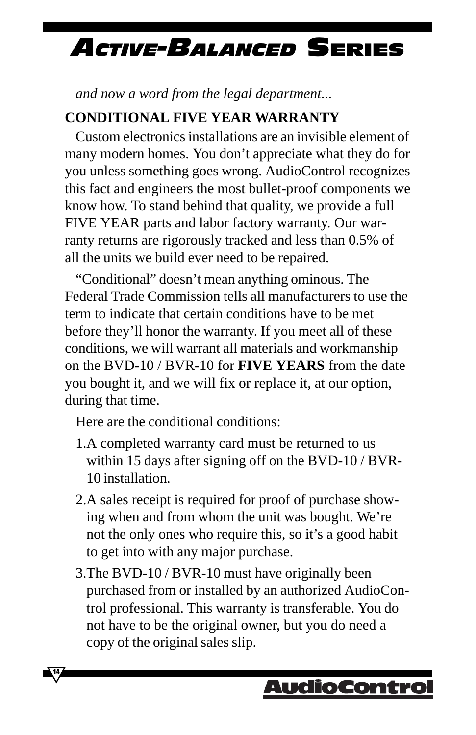*and now a word from the legal department...*

**CONDITIONAL FIVE YEAR WARRANTY**

Custom electronics installations are an invisible element of many modern homes. You don't appreciate what they do for you unless something goes wrong. AudioControl recognizes this fact and engineers the most bullet-proof components we know how. To stand behind that quality, we provide a full FIVE YEAR parts and labor factory warranty. Our warranty returns are rigorously tracked and less than 0.5% of all the units we build ever need to be repaired.

"Conditional" doesn't mean anything ominous. The Federal Trade Commission tells all manufacturers to use the term to indicate that certain conditions have to be met before they'll honor the warranty. If you meet all of these conditions, we will warrant all materials and workmanship on the BVD-10 / BVR-10 for **FIVE YEARS** from the date you bought it, and we will fix or replace it, at our option, during that time.

Here are the conditional conditions:

1. A completed warranty card must be returned to us within 15 days after signing off on the BVD-10 / BVR-10 installation.
2. A sales receipt is required for proof of purchase showing when and from whom the unit was bought. We're not the only ones who require this, so it's a good habit to get into with any major purchase.
3. The BVD-10 / BVR-10 must have originally been purchased from or installed by an authorized AudioControl professional. This warranty is transferable. You do not have to be the original owner, but you do need a copy of the original sales slip.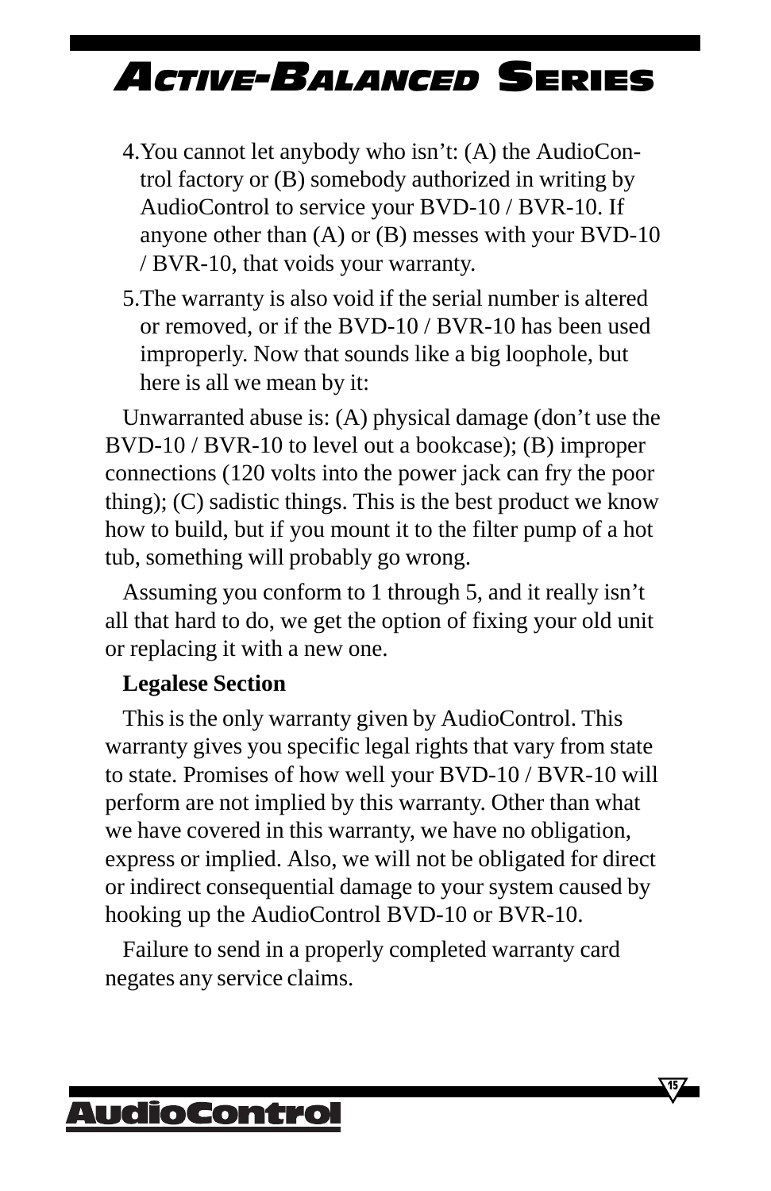4. You cannot let anybody who isn't: (A) the AudioControl factory or (B) somebody authorized in writing by AudioControl to service your BVD-10 / BVR-10. If anyone other than (A) or (B) messes with your BVD-10 / BVR-10, that voids your warranty.

5. The warranty is also void if the serial number is altered or removed, or if the BVD-10 / BVR-10 has been used improperly. Now that sounds like a big loophole, but here is all we mean by it:

Unwarranted abuse is: (A) physical damage (don't use the BVD-10 / BVR-10 to level out a bookcase); (B) improper connections (120 volts into the power jack can fry the poor thing); (C) sadistic things. This is the best product we know how to build, but if you mount it to the filter pump of a hot tub, something will probably go wrong.

Assuming you conform to 1 through 5, and it really isn't all that hard to do, we get the option of fixing your old unit or replacing it with a new one.

**Legalese Section**

This is the only warranty given by AudioControl. This warranty gives you specific legal rights that vary from state to state. Promises of how well your BVD-10 / BVR-10 will perform are not implied by this warranty. Other than what we have covered in this warranty, we have no obligation, express or implied. Also, we will not be obligated for direct or indirect consequential damage to your system caused by hooking up the AudioControl BVD-10 or BVR-10.

Failure to send in a properly completed warranty card negates any service claims.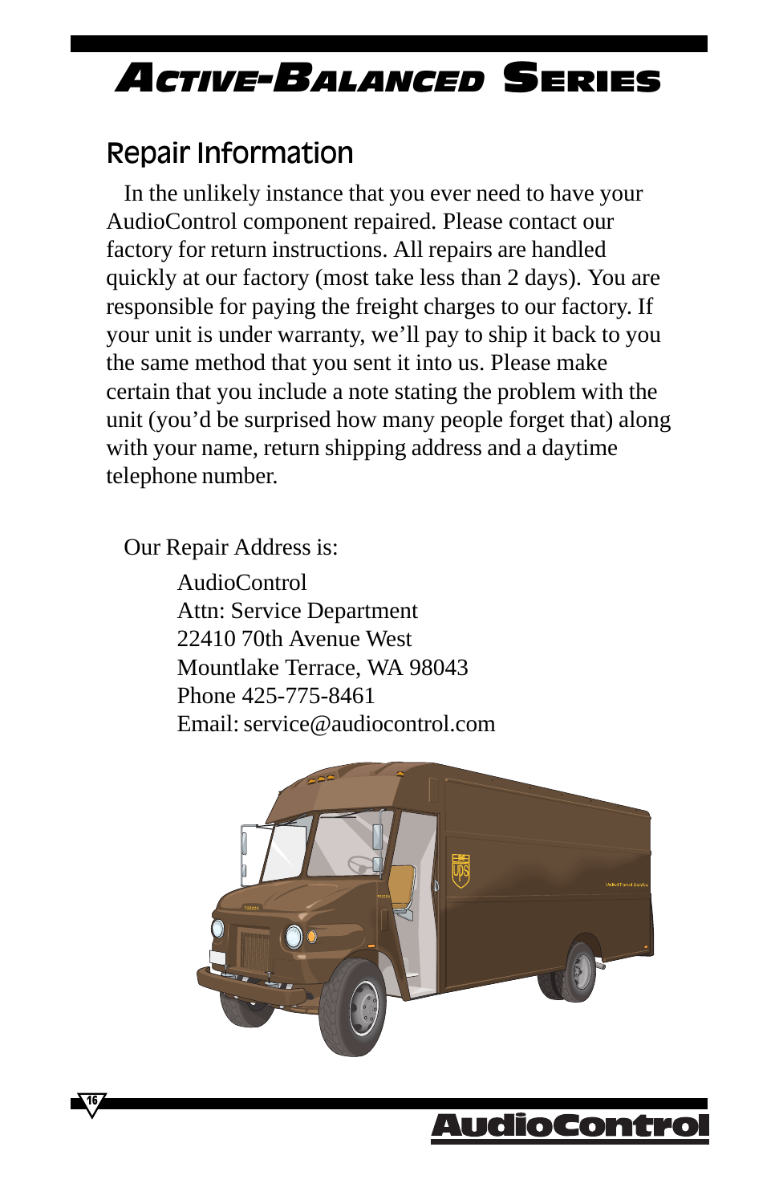## Repair Information

In the unlikely instance that you ever need to have your AudioControl component repaired. Please contact our factory for return instructions. All repairs are handled quickly at our factory (most take less than 2 days). You are responsible for paying the freight charges to our factory. If your unit is under warranty, we'll pay to ship it back to you the same method that you sent it into us. Please make certain that you include a note stating the problem with the unit (you'd be surprised how many people forget that) along with your name, return shipping address and a daytime telephone number.

Our Repair Address is:

AudioControl
Attn: Service Department
22410 70th Avenue West
Mountlake Terrace, WA 98043
Phone 425-775-8461
Email: service@audiocontrol.com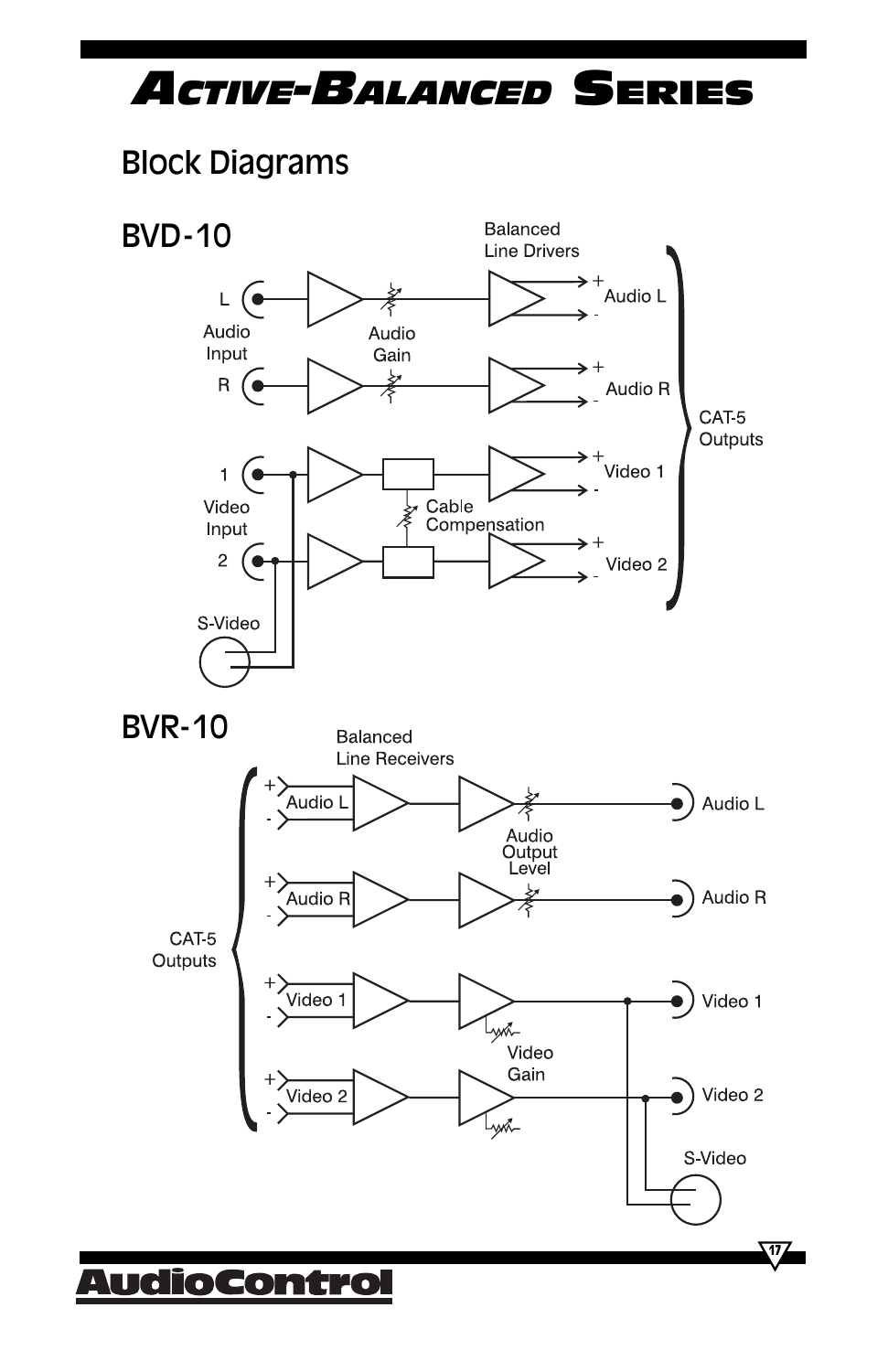# Active-Balanced Series

## Block Diagrams

### BVD-10

Balanced Line Drivers

L

Audio Input

R

Audio Gain

+ Audio L -

+ Audio R -

1

Video Input

2

Cable Compensation

+ Video 1 -

+ Video 2 -

S-Video

CAT-5 Outputs

### BVR-10

Balanced Line Receivers

+ Audio L -

+ Audio R -

+ Video 1 -

+ Video 2 -

CAT-5 Outputs

Audio Output Level

Video Gain

Audio L

Audio R

Video 1

Video 2

S-Video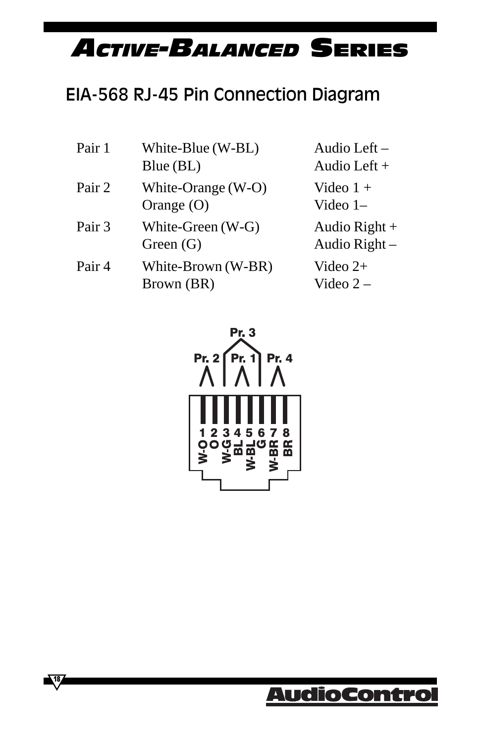# Active-Balanced Series

## EIA-568 RJ-45 Pin Connection Diagram

| | | |
|---|---|---|
| Pair 1 | White-Blue (W-BL)<br>Blue (BL) | Audio Left –<br>Audio Left + |
| Pair 2 | White-Orange (W-O)<br>Orange (O) | Video 1 +<br>Video 1– |
| Pair 3 | White-Green (W-G)<br>Green (G) | Audio Right +<br>Audio Right – |
| Pair 4 | White-Brown (W-BR)<br>Brown (BR) | Video 2+<br>Video 2 – |

Pr. 3

Pr. 2 Pr. 1 Pr. 4

| 1 | 2 | 3 | 4 | 5 | 6 | 7 | 8 |
|---|---|---|---|---|---|---|---|
| W-O | O | W-G | BL | W-BL | G | W-BR | BR |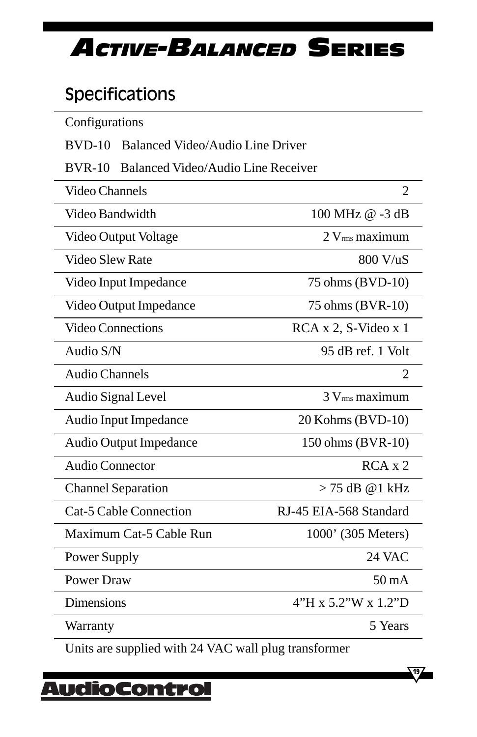# Active-Balanced Series

## Specifications

Configurations

BVD-10 Balanced Video/Audio Line Driver

BVR-10 Balanced Video/Audio Line Receiver

| | |
|---|---|
| Video Channels | 2 |
| Video Bandwidth | 100 MHz @ -3 dB |
| Video Output Voltage | 2 $V_{rms}$ maximum |
| Video Slew Rate | 800 V/uS |
| Video Input Impedance | 75 ohms (BVD-10) |
| Video Output Impedance | 75 ohms (BVR-10) |
| Video Connections | RCA x 2, S-Video x 1 |
| Audio S/N | 95 dB ref. 1 Volt |
| Audio Channels | 2 |
| Audio Signal Level | 3 $V_{rms}$ maximum |
| Audio Input Impedance | 20 Kohms (BVD-10) |
| Audio Output Impedance | 150 ohms (BVR-10) |
| Audio Connector | RCA x 2 |
| Channel Separation | > 75 dB @1 kHz |
| Cat-5 Cable Connection | RJ-45 EIA-568 Standard |
| Maximum Cat-5 Cable Run | 1000' (305 Meters) |
| Power Supply | 24 VAC |
| Power Draw | 50 mA |
| Dimensions | 4"H x 5.2"W x 1.2"D |
| Warranty | 5 Years |

Units are supplied with 24 VAC wall plug transformer

AudioControl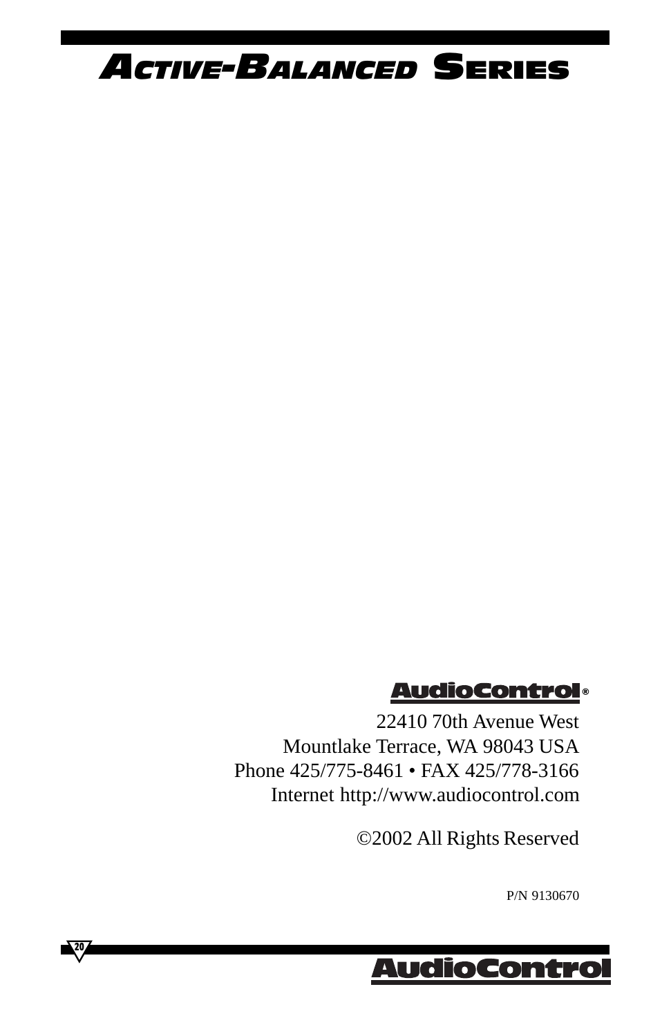AudioControl®

22410 70th Avenue West
Mountlake Terrace, WA 98043 USA
Phone 425/775-8461 • FAX 425/778-3166
Internet http://www.audiocontrol.com

©2002 All Rights Reserved

P/N 9130670